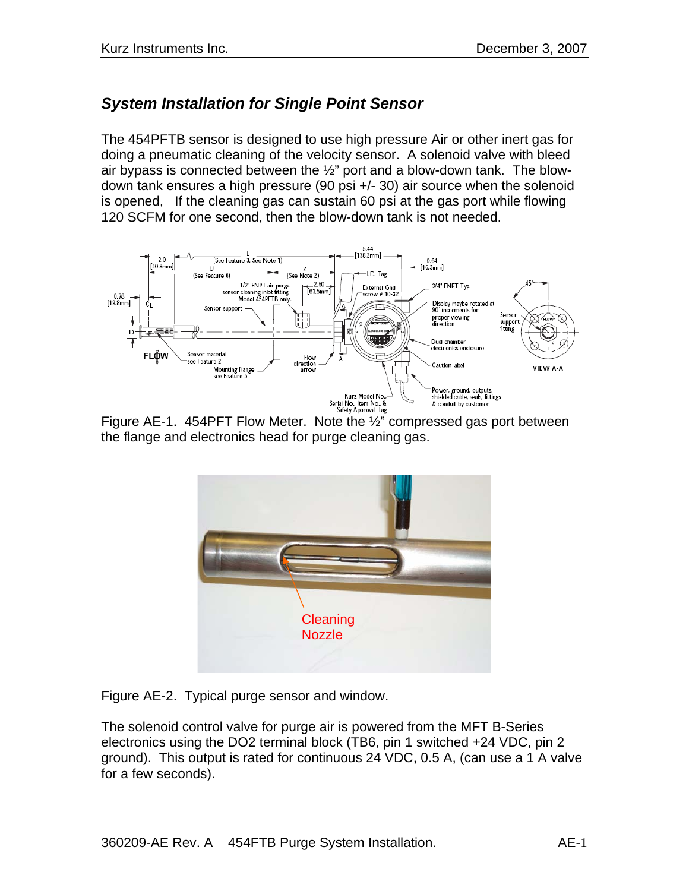## *System Installation for Single Point Sensor*

The 454PFTB sensor is designed to use high pressure Air or other inert gas for doing a pneumatic cleaning of the velocity sensor. A solenoid valve with bleed air bypass is connected between the ½" port and a blow-down tank. The blow-down tank ensures a high pressure (90 psi +/- 30) air source when the solenoid is opened, If the cleaning gas can sustain 60 psi at the gas port while flowing 120 SCFM for one second, then the blow-down tank is not needed.

Figure AE-1. 454PFT Flow Meter. Note the ½" compressed gas port between the flange and electronics head for purge cleaning gas.

Figure AE-2. Typical purge sensor and window.

The solenoid control valve for purge air is powered from the MFT B-Series electronics using the DO2 terminal block (TB6, pin 1 switched +24 VDC, pin 2 ground). This output is rated for continuous 24 VDC, 0.5 A, (can use a 1 A valve for a few seconds).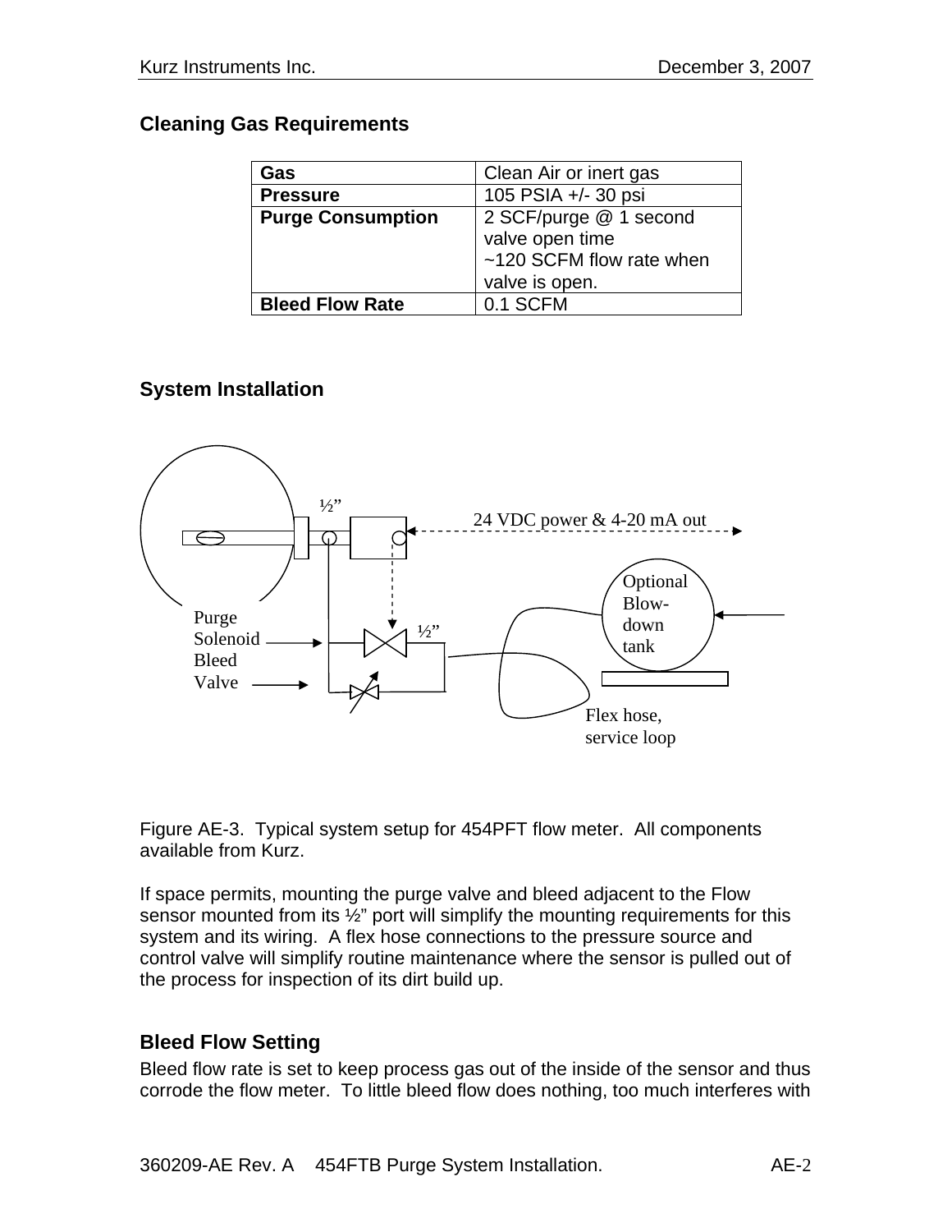## Cleaning Gas Requirements

| Gas | Clean Air or inert gas |
|---|---|
| **Pressure** | 105 PSIA +/- 30 psi |
| **Purge Consumption** | 2 SCF/purge @ 1 second valve open time<br>~120 SCFM flow rate when valve is open. |
| **Bleed Flow Rate** | 0.1 SCFM |

## System Installation

½” 24 VDC power & 4-20 mA out

Optional Blow-down tank

Purge Solenoid

Bleed Valve

½”

Flex hose, service loop

Figure AE-3. Typical system setup for 454PFT flow meter. All components available from Kurz.

If space permits, mounting the purge valve and bleed adjacent to the Flow sensor mounted from its ½” port will simplify the mounting requirements for this system and its wiring. A flex hose connections to the pressure source and control valve will simplify routine maintenance where the sensor is pulled out of the process for inspection of its dirt build up.

## Bleed Flow Setting

Bleed flow rate is set to keep process gas out of the inside of the sensor and thus corrode the flow meter. To little bleed flow does nothing, too much interferes with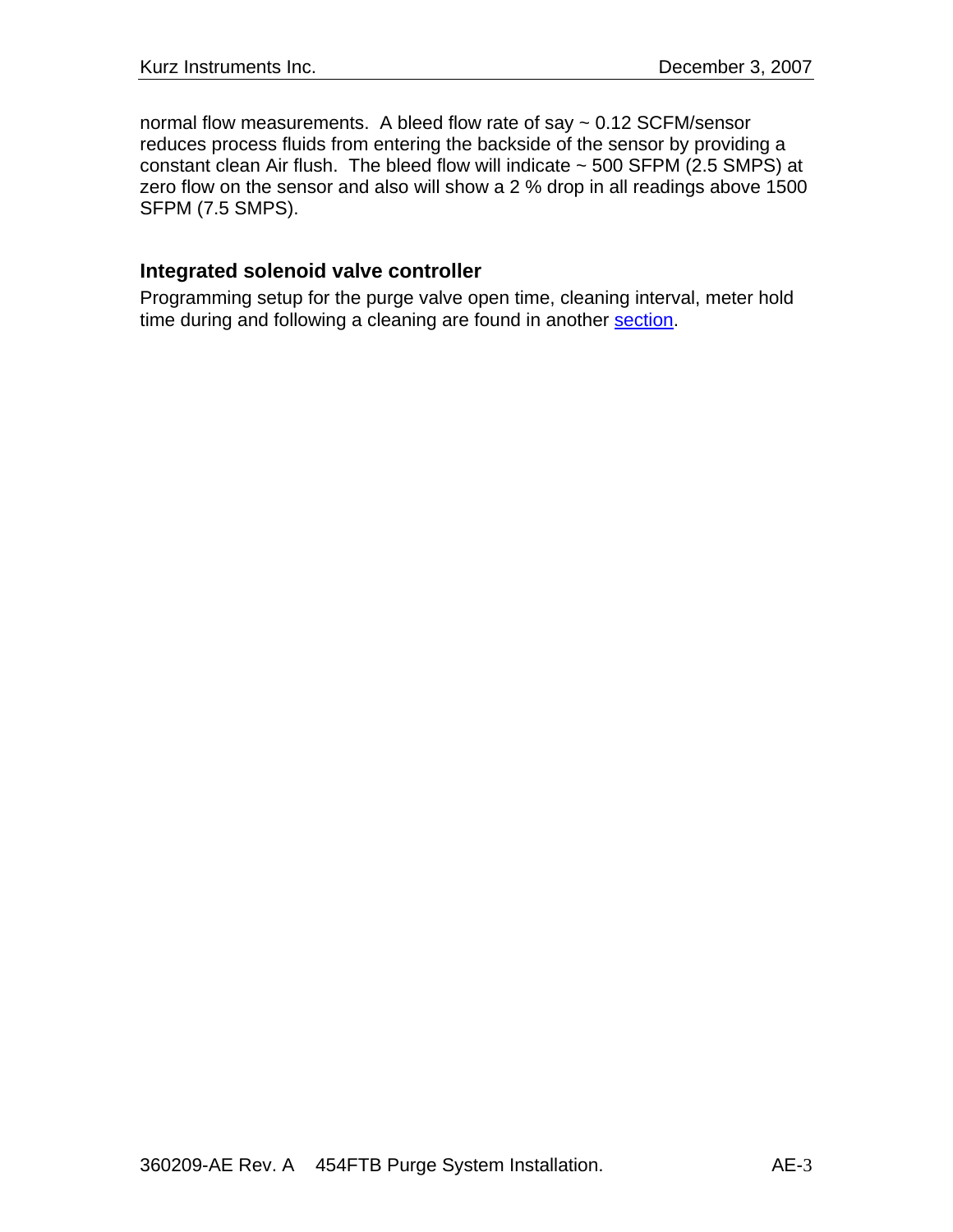normal flow measurements. A bleed flow rate of say ~ 0.12 SCFM/sensor reduces process fluids from entering the backside of the sensor by providing a constant clean Air flush. The bleed flow will indicate ~ 500 SFPM (2.5 SMPS) at zero flow on the sensor and also will show a 2 % drop in all readings above 1500 SFPM (7.5 SMPS).

### Integrated solenoid valve controller

Programming setup for the purge valve open time, cleaning interval, meter hold time during and following a cleaning are found in another section.